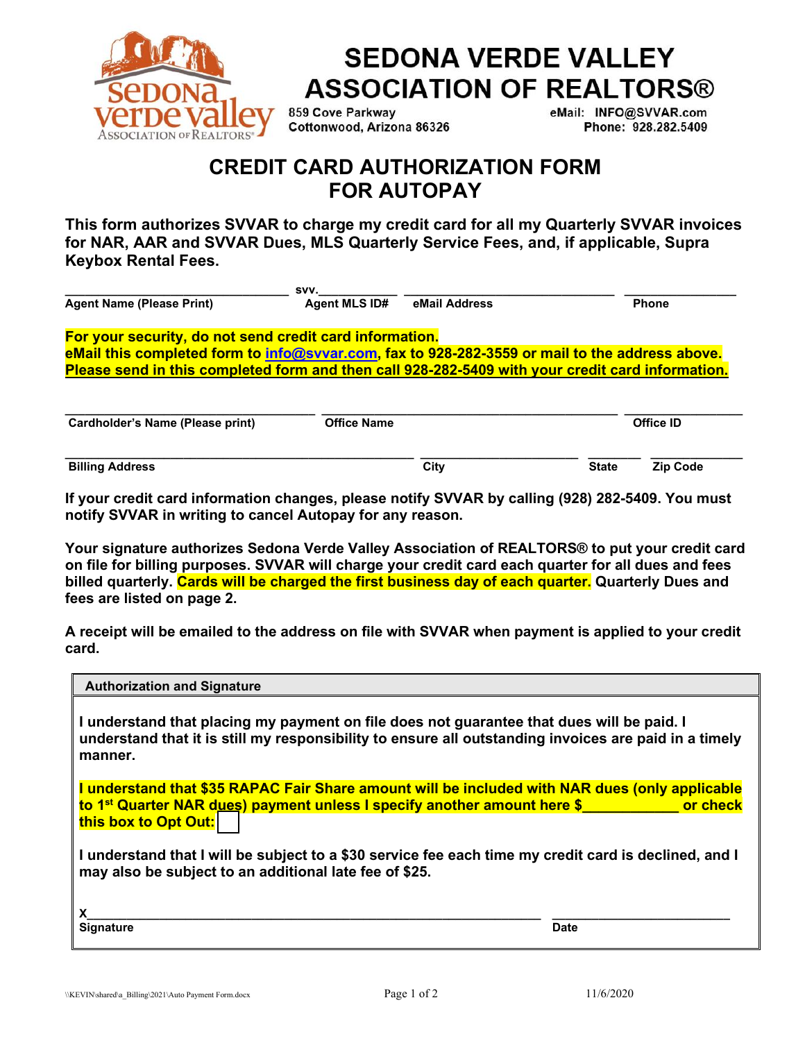# SEDONA VERDE VALLEY ASSOCIATION OF REALTORS®

859 Cove Parkway
Cottonwood, Arizona 86326

eMail: INFO@SVVAR.com
Phone: 928.282.5409

## CREDIT CARD AUTHORIZATION FORM FOR AUTOPAY

**This form authorizes SVVAR to charge my credit card for all my Quarterly SVVAR invoices for NAR, AAR and SVVAR Dues, MLS Quarterly Service Fees, and, if applicable, Supra Keybox Rental Fees.**

| ______________________ | svv.__________ | ______________________ | ____________ |
|---|---|---|---|
| **Agent Name (Please Print)** | **Agent MLS ID#** | **eMail Address** | **Phone** |

**For your security, do not send credit card information.**
**eMail this completed form to info@svvar.com, fax to 928-282-3559 or mail to the address above.**
**Please send in this completed form and then call 928-282-5409 with your credit card information.**

| ______________________ | ______________________ | ____________ |
|---|---|---|
| **Cardholder's Name (Please print)** | **Office Name** | **Office ID** |

| ______________________ | ____________ | ______ | ________ |
|---|---|---|---|
| **Billing Address** | **City** | **State** | **Zip Code** |

**If your credit card information changes, please notify SVVAR by calling (928) 282-5409. You must notify SVVAR in writing to cancel Autopay for any reason.**

**Your signature authorizes Sedona Verde Valley Association of REALTORS® to put your credit card on file for billing purposes. SVVAR will charge your credit card each quarter for all dues and fees billed quarterly. Cards will be charged the first business day of each quarter. Quarterly Dues and fees are listed on page 2.**

**A receipt will be emailed to the address on file with SVVAR when payment is applied to your credit card.**

### Authorization and Signature

**I understand that placing my payment on file does not guarantee that dues will be paid. I understand that it is still my responsibility to ensure all outstanding invoices are paid in a timely manner.**

**I understand that $35 RAPAC Fair Share amount will be included with NAR dues (only applicable to 1st Quarter NAR dues) payment unless I specify another amount here $____________ or check this box to Opt Out: ☐**

**I understand that I will be subject to a $30 service fee each time my credit card is declined, and I may also be subject to an additional late fee of $25.**

| X______________________________________ | ____________________ |
|---|---|
| **Signature** | **Date** |

\\KEVIN\shared\a_Billing\2021\Auto Payment Form.docx — 11/6/2020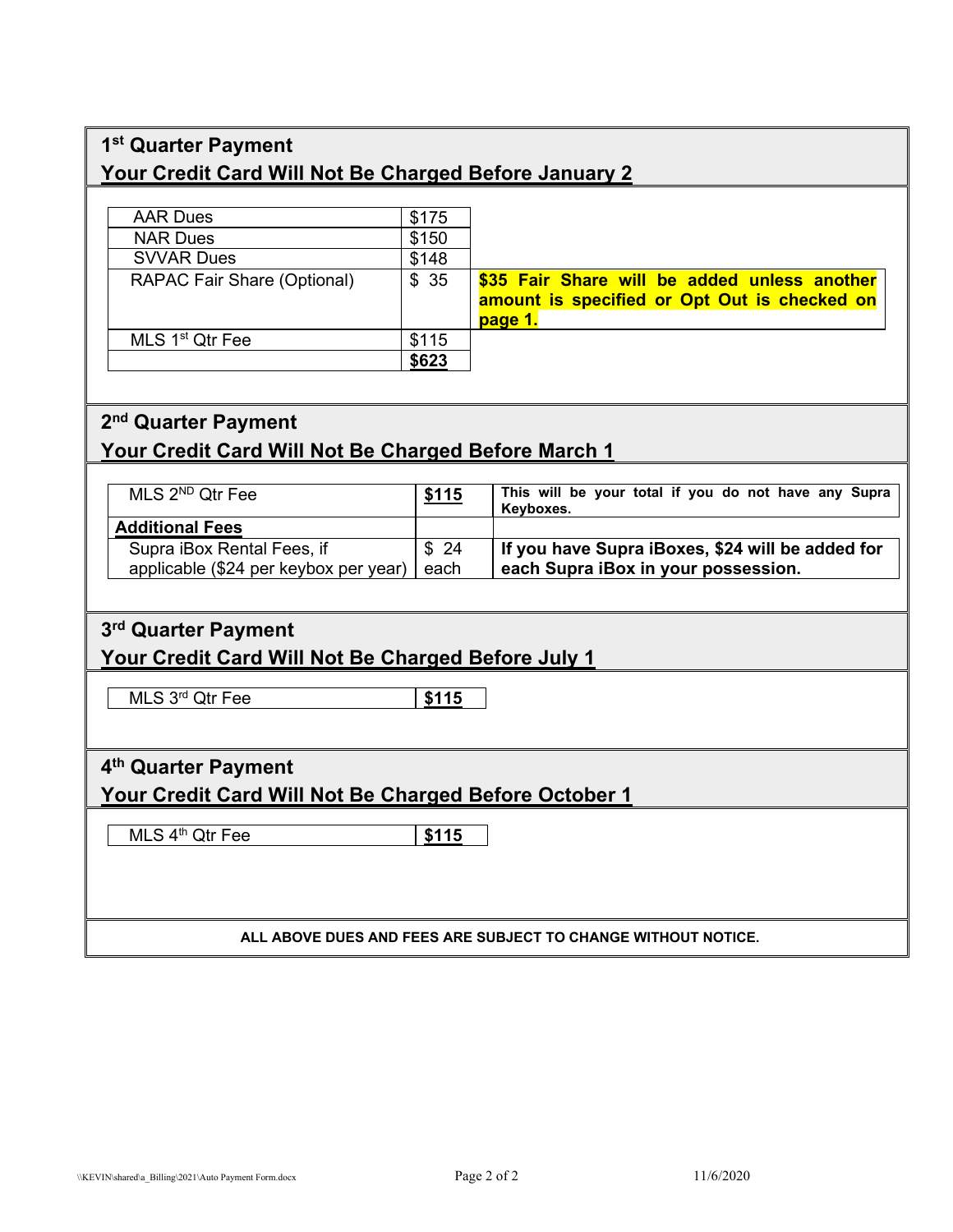## 1st Quarter Payment

**Your Credit Card Will Not Be Charged Before January 2**

| | | |
|---|---|---|
| AAR Dues | $175 | |
| NAR Dues | $150 | |
| SVVAR Dues | $148 | |
| RAPAC Fair Share (Optional) | $ 35 | **$35 Fair Share will be added unless another amount is specified or Opt Out is checked on page 1.** |
| MLS 1st Qtr Fee | $115 | |
| | **$623** | |

## 2nd Quarter Payment

**Your Credit Card Will Not Be Charged Before March 1**

| | | |
|---|---|---|
| MLS 2ND Qtr Fee | **$115** | **This will be your total if you do not have any Supra Keyboxes.** |
| **Additional Fees** | | |
| Supra iBox Rental Fees, if applicable ($24 per keybox per year) | $ 24 each | **If you have Supra iBoxes, $24 will be added for each Supra iBox in your possession.** |

## 3rd Quarter Payment

**Your Credit Card Will Not Be Charged Before July 1**

| | |
|---|---|
| MLS 3rd Qtr Fee | **$115** |

## 4th Quarter Payment

**Your Credit Card Will Not Be Charged Before October 1**

| | |
|---|---|
| MLS 4th Qtr Fee | **$115** |

**ALL ABOVE DUES AND FEES ARE SUBJECT TO CHANGE WITHOUT NOTICE.**

\\KEVIN\shared\a_Billing\2021\Auto Payment Form.docx 11/6/2020